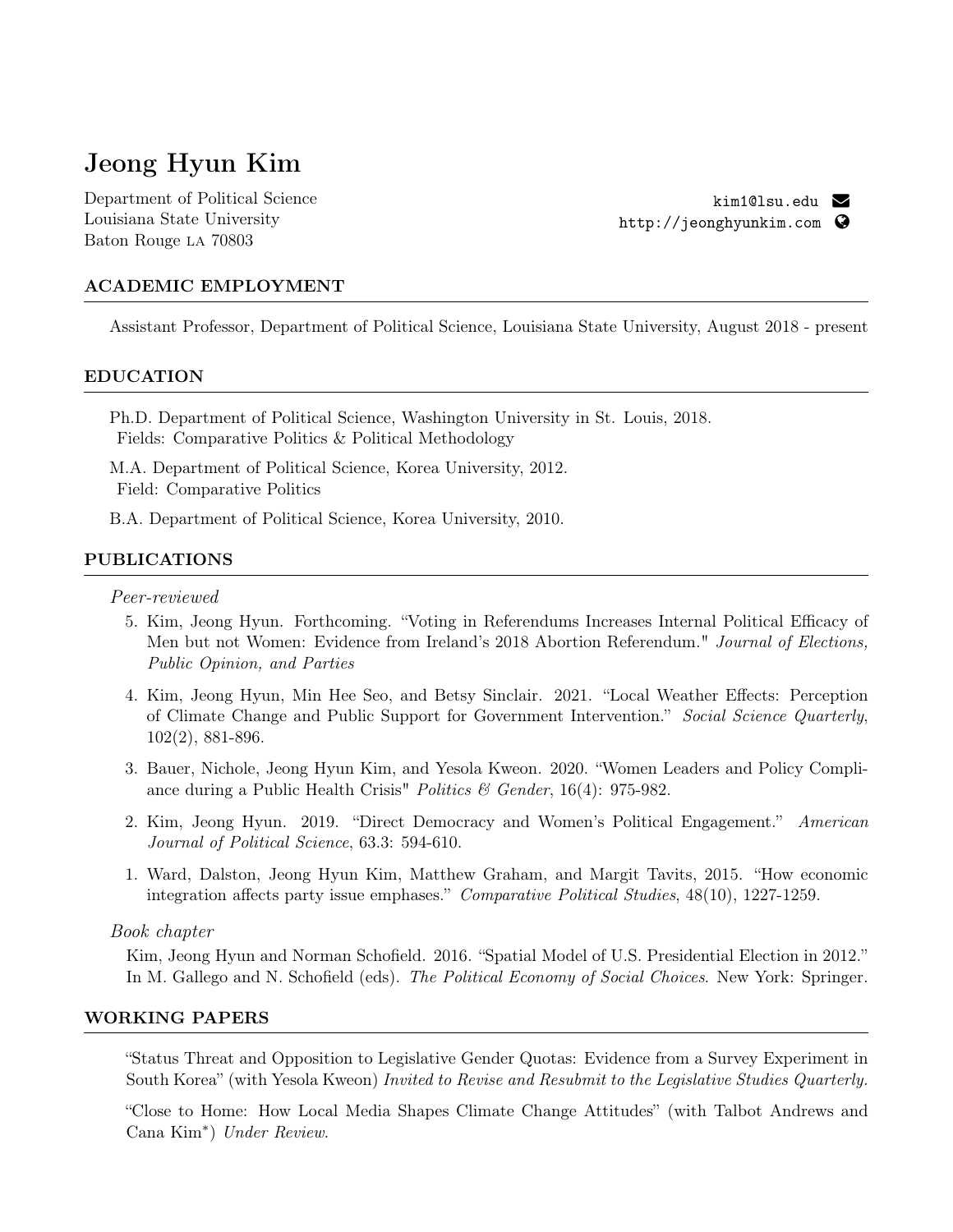# Jeong Hyun Kim

Department of Political Science
Louisiana State University
Baton Rouge LA 70803

kim1@lsu.edu
http://jeonghyunkim.com

## ACADEMIC EMPLOYMENT

Assistant Professor, Department of Political Science, Louisiana State University, August 2018 - present

## EDUCATION

Ph.D. Department of Political Science, Washington University in St. Louis, 2018.
Fields: Comparative Politics & Political Methodology

M.A. Department of Political Science, Korea University, 2012.
Field: Comparative Politics

B.A. Department of Political Science, Korea University, 2010.

## PUBLICATIONS

*Peer-reviewed*

5. Kim, Jeong Hyun. Forthcoming. "Voting in Referendums Increases Internal Political Efficacy of Men but not Women: Evidence from Ireland's 2018 Abortion Referendum." *Journal of Elections, Public Opinion, and Parties*
4. Kim, Jeong Hyun, Min Hee Seo, and Betsy Sinclair. 2021. "Local Weather Effects: Perception of Climate Change and Public Support for Government Intervention." *Social Science Quarterly*, 102(2), 881-896.
3. Bauer, Nichole, Jeong Hyun Kim, and Yesola Kweon. 2020. "Women Leaders and Policy Compliance during a Public Health Crisis" *Politics & Gender*, 16(4): 975-982.
2. Kim, Jeong Hyun. 2019. "Direct Democracy and Women's Political Engagement." *American Journal of Political Science*, 63.3: 594-610.
1. Ward, Dalston, Jeong Hyun Kim, Matthew Graham, and Margit Tavits, 2015. "How economic integration affects party issue emphases." *Comparative Political Studies*, 48(10), 1227-1259.

*Book chapter*

Kim, Jeong Hyun and Norman Schofield. 2016. "Spatial Model of U.S. Presidential Election in 2012." In M. Gallego and N. Schofield (eds). *The Political Economy of Social Choices*. New York: Springer.

## WORKING PAPERS

"Status Threat and Opposition to Legislative Gender Quotas: Evidence from a Survey Experiment in South Korea" (with Yesola Kweon) *Invited to Revise and Resubmit to the Legislative Studies Quarterly.*

"Close to Home: How Local Media Shapes Climate Change Attitudes" (with Talbot Andrews and Cana Kim*) *Under Review*.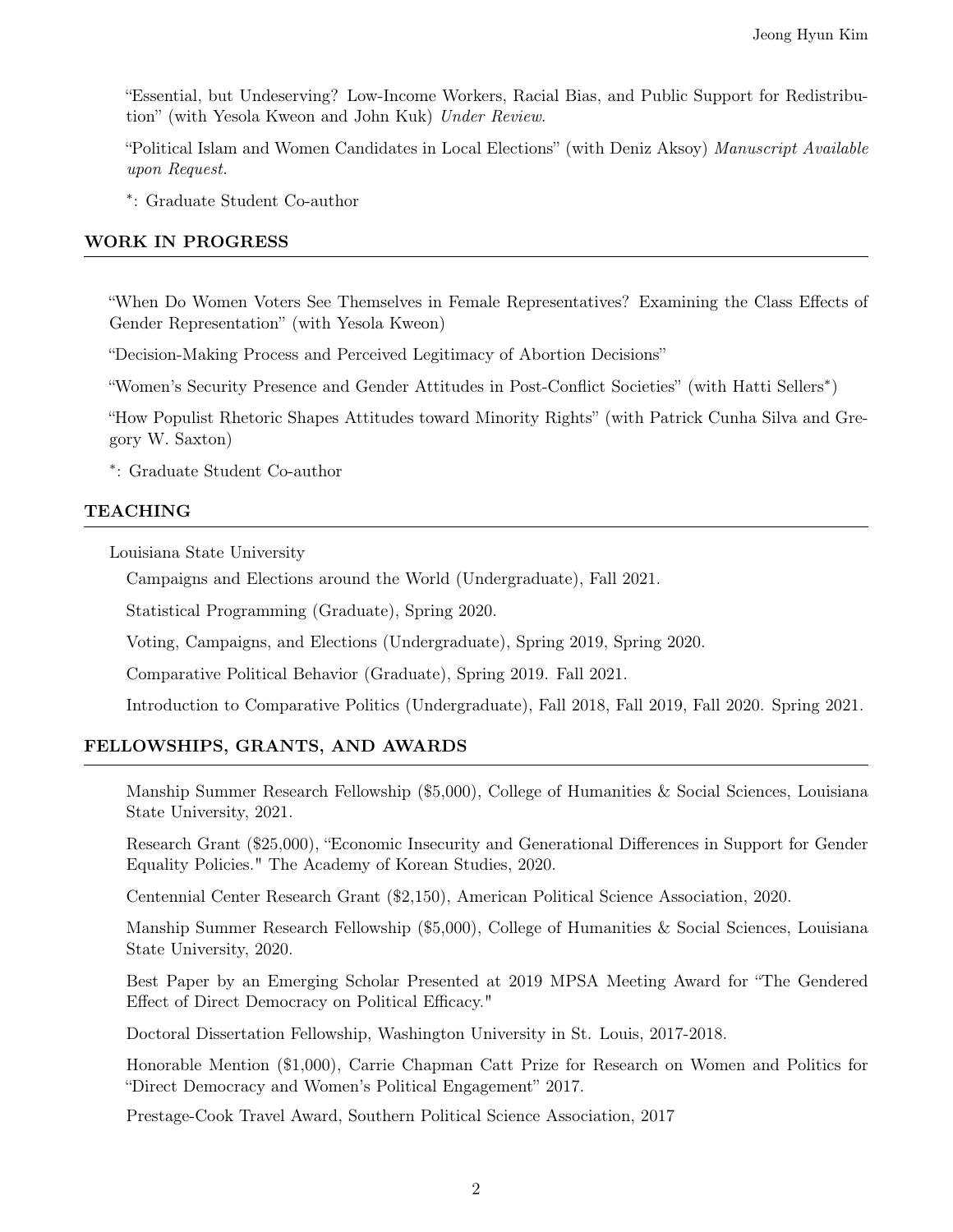"Essential, but Undeserving? Low-Income Workers, Racial Bias, and Public Support for Redistribution" (with Yesola Kweon and John Kuk) *Under Review*.

"Political Islam and Women Candidates in Local Elections" (with Deniz Aksoy) *Manuscript Available upon Request.*

*: Graduate Student Co-author

## WORK IN PROGRESS

"When Do Women Voters See Themselves in Female Representatives? Examining the Class Effects of Gender Representation" (with Yesola Kweon)

"Decision-Making Process and Perceived Legitimacy of Abortion Decisions"

"Women's Security Presence and Gender Attitudes in Post-Conflict Societies" (with Hatti Sellers*)

"How Populist Rhetoric Shapes Attitudes toward Minority Rights" (with Patrick Cunha Silva and Gregory W. Saxton)

*: Graduate Student Co-author

## TEACHING

Louisiana State University

Campaigns and Elections around the World (Undergraduate), Fall 2021.

Statistical Programming (Graduate), Spring 2020.

Voting, Campaigns, and Elections (Undergraduate), Spring 2019, Spring 2020.

Comparative Political Behavior (Graduate), Spring 2019. Fall 2021.

Introduction to Comparative Politics (Undergraduate), Fall 2018, Fall 2019, Fall 2020. Spring 2021.

## FELLOWSHIPS, GRANTS, AND AWARDS

Manship Summer Research Fellowship ($5,000), College of Humanities & Social Sciences, Louisiana State University, 2021.

Research Grant ($25,000), "Economic Insecurity and Generational Differences in Support for Gender Equality Policies." The Academy of Korean Studies, 2020.

Centennial Center Research Grant ($2,150), American Political Science Association, 2020.

Manship Summer Research Fellowship ($5,000), College of Humanities & Social Sciences, Louisiana State University, 2020.

Best Paper by an Emerging Scholar Presented at 2019 MPSA Meeting Award for "The Gendered Effect of Direct Democracy on Political Efficacy."

Doctoral Dissertation Fellowship, Washington University in St. Louis, 2017-2018.

Honorable Mention ($1,000), Carrie Chapman Catt Prize for Research on Women and Politics for "Direct Democracy and Women's Political Engagement" 2017.

Prestage-Cook Travel Award, Southern Political Science Association, 2017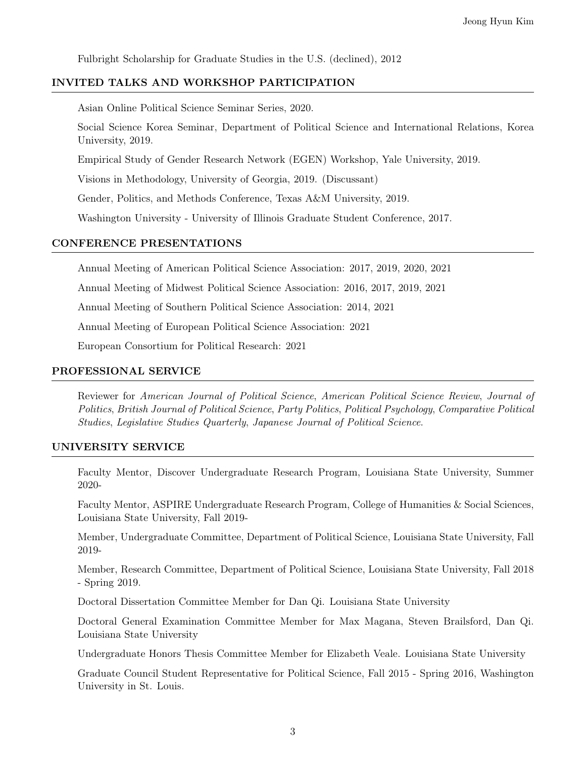Fulbright Scholarship for Graduate Studies in the U.S. (declined), 2012

## INVITED TALKS AND WORKSHOP PARTICIPATION

Asian Online Political Science Seminar Series, 2020.

Social Science Korea Seminar, Department of Political Science and International Relations, Korea University, 2019.

Empirical Study of Gender Research Network (EGEN) Workshop, Yale University, 2019.

Visions in Methodology, University of Georgia, 2019. (Discussant)

Gender, Politics, and Methods Conference, Texas A&M University, 2019.

Washington University - University of Illinois Graduate Student Conference, 2017.

## CONFERENCE PRESENTATIONS

Annual Meeting of American Political Science Association: 2017, 2019, 2020, 2021

Annual Meeting of Midwest Political Science Association: 2016, 2017, 2019, 2021

Annual Meeting of Southern Political Science Association: 2014, 2021

Annual Meeting of European Political Science Association: 2021

European Consortium for Political Research: 2021

## PROFESSIONAL SERVICE

Reviewer for *American Journal of Political Science*, *American Political Science Review*, *Journal of Politics*, *British Journal of Political Science*, *Party Politics*, *Political Psychology*, *Comparative Political Studies*, *Legislative Studies Quarterly*, *Japanese Journal of Political Science*.

## UNIVERSITY SERVICE

Faculty Mentor, Discover Undergraduate Research Program, Louisiana State University, Summer 2020-

Faculty Mentor, ASPIRE Undergraduate Research Program, College of Humanities & Social Sciences, Louisiana State University, Fall 2019-

Member, Undergraduate Committee, Department of Political Science, Louisiana State University, Fall 2019-

Member, Research Committee, Department of Political Science, Louisiana State University, Fall 2018 - Spring 2019.

Doctoral Dissertation Committee Member for Dan Qi. Louisiana State University

Doctoral General Examination Committee Member for Max Magana, Steven Brailsford, Dan Qi. Louisiana State University

Undergraduate Honors Thesis Committee Member for Elizabeth Veale. Louisiana State University

Graduate Council Student Representative for Political Science, Fall 2015 - Spring 2016, Washington University in St. Louis.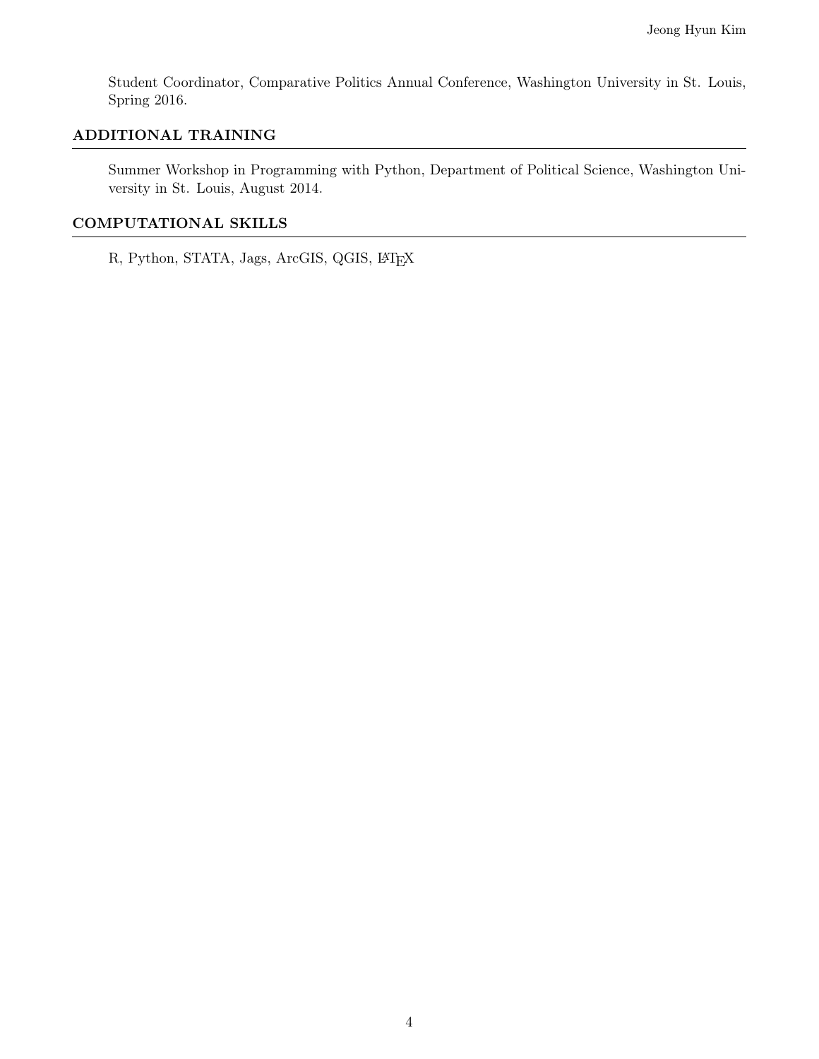Student Coordinator, Comparative Politics Annual Conference, Washington University in St. Louis, Spring 2016.

## ADDITIONAL TRAINING

Summer Workshop in Programming with Python, Department of Political Science, Washington University in St. Louis, August 2014.

## COMPUTATIONAL SKILLS

R, Python, STATA, Jags, ArcGIS, QGIS, LaTeX